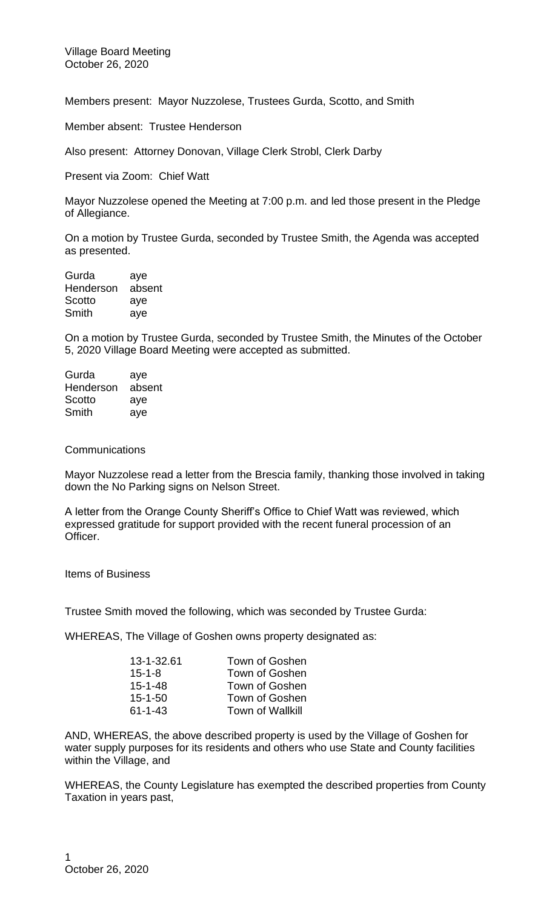Village Board Meeting
October 26, 2020

Members present: Mayor Nuzzolese, Trustees Gurda, Scotto, and Smith

Member absent: Trustee Henderson

Also present: Attorney Donovan, Village Clerk Strobl, Clerk Darby

Present via Zoom: Chief Watt

Mayor Nuzzolese opened the Meeting at 7:00 p.m. and led those present in the Pledge of Allegiance.

On a motion by Trustee Gurda, seconded by Trustee Smith, the Agenda was accepted as presented.

| | |
|---|---|
| Gurda | aye |
| Henderson | absent |
| Scotto | aye |
| Smith | aye |

On a motion by Trustee Gurda, seconded by Trustee Smith, the Minutes of the October 5, 2020 Village Board Meeting were accepted as submitted.

| | |
|---|---|
| Gurda | aye |
| Henderson | absent |
| Scotto | aye |
| Smith | aye |

Communications

Mayor Nuzzolese read a letter from the Brescia family, thanking those involved in taking down the No Parking signs on Nelson Street.

A letter from the Orange County Sheriff's Office to Chief Watt was reviewed, which expressed gratitude for support provided with the recent funeral procession of an Officer.

Items of Business

Trustee Smith moved the following, which was seconded by Trustee Gurda:

WHEREAS, The Village of Goshen owns property designated as:

| | |
|---|---|
| 13-1-32.61 | Town of Goshen |
| 15-1-8 | Town of Goshen |
| 15-1-48 | Town of Goshen |
| 15-1-50 | Town of Goshen |
| 61-1-43 | Town of Wallkill |

AND, WHEREAS, the above described property is used by the Village of Goshen for water supply purposes for its residents and others who use State and County facilities within the Village, and

WHEREAS, the County Legislature has exempted the described properties from County Taxation in years past,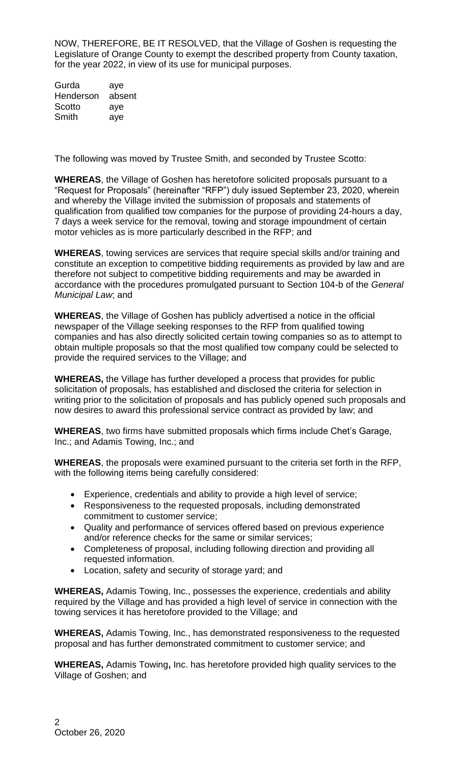NOW, THEREFORE, BE IT RESOLVED, that the Village of Goshen is requesting the Legislature of Orange County to exempt the described property from County taxation, for the year 2022, in view of its use for municipal purposes.

| | |
|---|---|
| Gurda | aye |
| Henderson | absent |
| Scotto | aye |
| Smith | aye |

The following was moved by Trustee Smith, and seconded by Trustee Scotto:

**WHEREAS**, the Village of Goshen has heretofore solicited proposals pursuant to a "Request for Proposals" (hereinafter "RFP") duly issued September 23, 2020, wherein and whereby the Village invited the submission of proposals and statements of qualification from qualified tow companies for the purpose of providing 24-hours a day, 7 days a week service for the removal, towing and storage impoundment of certain motor vehicles as is more particularly described in the RFP; and

**WHEREAS**, towing services are services that require special skills and/or training and constitute an exception to competitive bidding requirements as provided by law and are therefore not subject to competitive bidding requirements and may be awarded in accordance with the procedures promulgated pursuant to Section 104-b of the *General Municipal Law*; and

**WHEREAS**, the Village of Goshen has publicly advertised a notice in the official newspaper of the Village seeking responses to the RFP from qualified towing companies and has also directly solicited certain towing companies so as to attempt to obtain multiple proposals so that the most qualified tow company could be selected to provide the required services to the Village; and

**WHEREAS,** the Village has further developed a process that provides for public solicitation of proposals, has established and disclosed the criteria for selection in writing prior to the solicitation of proposals and has publicly opened such proposals and now desires to award this professional service contract as provided by law; and

**WHEREAS**, two firms have submitted proposals which firms include Chet's Garage, Inc.; and Adamis Towing, Inc.; and

**WHEREAS**, the proposals were examined pursuant to the criteria set forth in the RFP, with the following items being carefully considered:

- Experience, credentials and ability to provide a high level of service;
- Responsiveness to the requested proposals, including demonstrated commitment to customer service;
- Quality and performance of services offered based on previous experience and/or reference checks for the same or similar services;
- Completeness of proposal, including following direction and providing all requested information.
- Location, safety and security of storage yard; and

**WHEREAS,** Adamis Towing, Inc., possesses the experience, credentials and ability required by the Village and has provided a high level of service in connection with the towing services it has heretofore provided to the Village; and

**WHEREAS,** Adamis Towing, Inc., has demonstrated responsiveness to the requested proposal and has further demonstrated commitment to customer service; and

**WHEREAS,** Adamis Towing**,** Inc. has heretofore provided high quality services to the Village of Goshen; and

October 26, 2020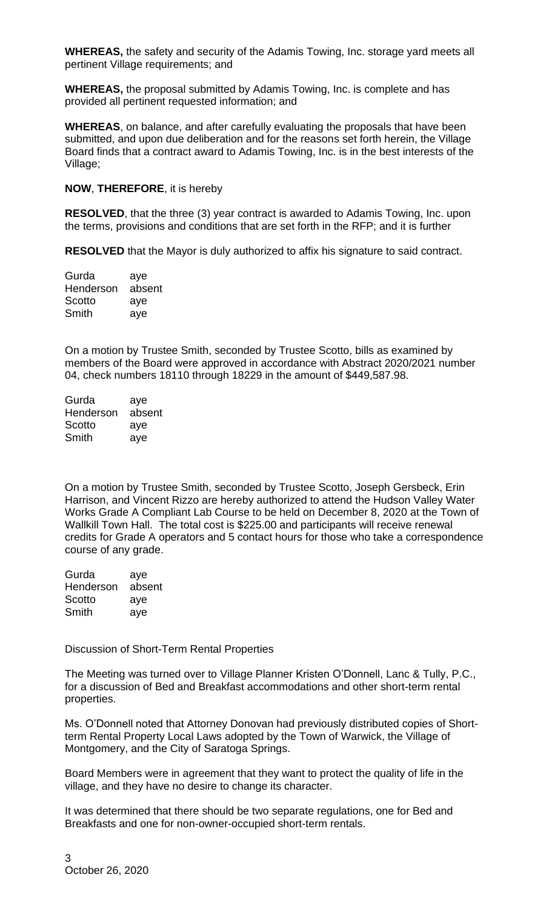**WHEREAS,** the safety and security of the Adamis Towing, Inc. storage yard meets all pertinent Village requirements; and

**WHEREAS,** the proposal submitted by Adamis Towing, Inc. is complete and has provided all pertinent requested information; and

**WHEREAS**, on balance, and after carefully evaluating the proposals that have been submitted, and upon due deliberation and for the reasons set forth herein, the Village Board finds that a contract award to Adamis Towing, Inc. is in the best interests of the Village;

**NOW**, **THEREFORE**, it is hereby

**RESOLVED**, that the three (3) year contract is awarded to Adamis Towing, Inc. upon the terms, provisions and conditions that are set forth in the RFP; and it is further

**RESOLVED** that the Mayor is duly authorized to affix his signature to said contract.

Gurda aye
Henderson absent
Scotto aye
Smith aye

On a motion by Trustee Smith, seconded by Trustee Scotto, bills as examined by members of the Board were approved in accordance with Abstract 2020/2021 number 04, check numbers 18110 through 18229 in the amount of $449,587.98.

Gurda aye
Henderson absent
Scotto aye
Smith aye

On a motion by Trustee Smith, seconded by Trustee Scotto, Joseph Gersbeck, Erin Harrison, and Vincent Rizzo are hereby authorized to attend the Hudson Valley Water Works Grade A Compliant Lab Course to be held on December 8, 2020 at the Town of Wallkill Town Hall. The total cost is $225.00 and participants will receive renewal credits for Grade A operators and 5 contact hours for those who take a correspondence course of any grade.

Gurda aye
Henderson absent
Scotto aye
Smith aye

Discussion of Short-Term Rental Properties

The Meeting was turned over to Village Planner Kristen O'Donnell, Lanc & Tully, P.C., for a discussion of Bed and Breakfast accommodations and other short-term rental properties.

Ms. O'Donnell noted that Attorney Donovan had previously distributed copies of Short-term Rental Property Local Laws adopted by the Town of Warwick, the Village of Montgomery, and the City of Saratoga Springs.

Board Members were in agreement that they want to protect the quality of life in the village, and they have no desire to change its character.

It was determined that there should be two separate regulations, one for Bed and Breakfasts and one for non-owner-occupied short-term rentals.

October 26, 2020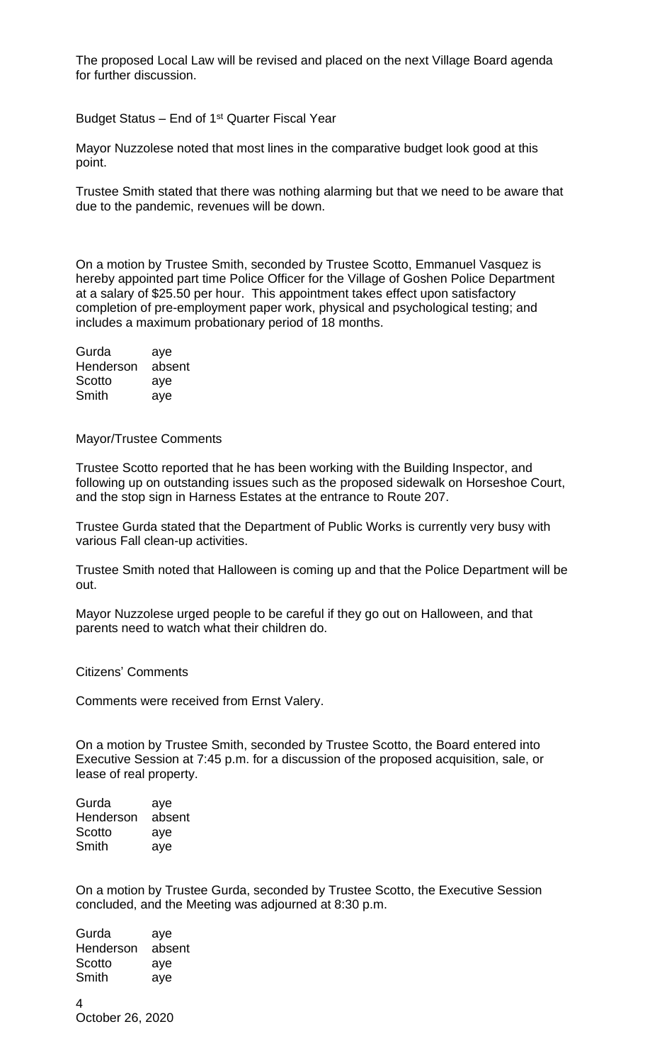The proposed Local Law will be revised and placed on the next Village Board agenda for further discussion.

Budget Status – End of 1st Quarter Fiscal Year

Mayor Nuzzolese noted that most lines in the comparative budget look good at this point.

Trustee Smith stated that there was nothing alarming but that we need to be aware that due to the pandemic, revenues will be down.

On a motion by Trustee Smith, seconded by Trustee Scotto, Emmanuel Vasquez is hereby appointed part time Police Officer for the Village of Goshen Police Department at a salary of $25.50 per hour. This appointment takes effect upon satisfactory completion of pre-employment paper work, physical and psychological testing; and includes a maximum probationary period of 18 months.

| | |
|---|---|
| Gurda | aye |
| Henderson | absent |
| Scotto | aye |
| Smith | aye |

Mayor/Trustee Comments

Trustee Scotto reported that he has been working with the Building Inspector, and following up on outstanding issues such as the proposed sidewalk on Horseshoe Court, and the stop sign in Harness Estates at the entrance to Route 207.

Trustee Gurda stated that the Department of Public Works is currently very busy with various Fall clean-up activities.

Trustee Smith noted that Halloween is coming up and that the Police Department will be out.

Mayor Nuzzolese urged people to be careful if they go out on Halloween, and that parents need to watch what their children do.

Citizens' Comments

Comments were received from Ernst Valery.

On a motion by Trustee Smith, seconded by Trustee Scotto, the Board entered into Executive Session at 7:45 p.m. for a discussion of the proposed acquisition, sale, or lease of real property.

| | |
|---|---|
| Gurda | aye |
| Henderson | absent |
| Scotto | aye |
| Smith | aye |

On a motion by Trustee Gurda, seconded by Trustee Scotto, the Executive Session concluded, and the Meeting was adjourned at 8:30 p.m.

| | |
|---|---|
| Gurda | aye |
| Henderson | absent |
| Scotto | aye |
| Smith | aye |

October 26, 2020